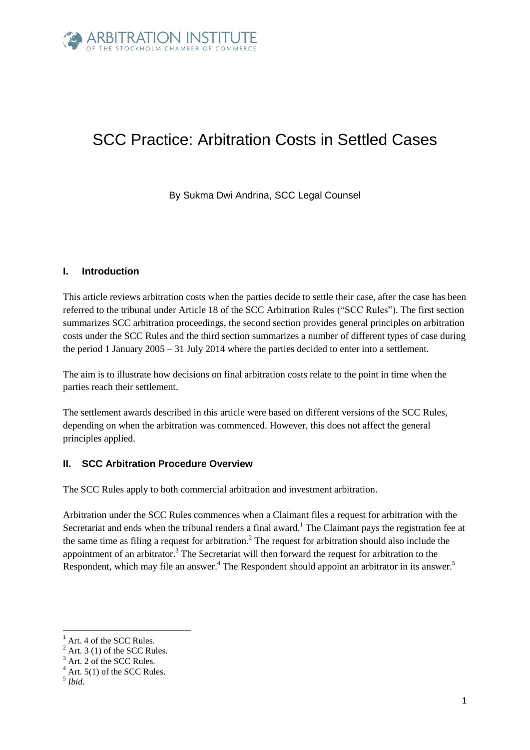# SCC Practice: Arbitration Costs in Settled Cases

By Sukma Dwi Andrina, SCC Legal Counsel

## I. Introduction

This article reviews arbitration costs when the parties decide to settle their case, after the case has been referred to the tribunal under Article 18 of the SCC Arbitration Rules ("SCC Rules"). The first section summarizes SCC arbitration proceedings, the second section provides general principles on arbitration costs under the SCC Rules and the third section summarizes a number of different types of case during the period 1 January 2005 – 31 July 2014 where the parties decided to enter into a settlement.

The aim is to illustrate how decisions on final arbitration costs relate to the point in time when the parties reach their settlement.

The settlement awards described in this article were based on different versions of the SCC Rules, depending on when the arbitration was commenced. However, this does not affect the general principles applied.

## II. SCC Arbitration Procedure Overview

The SCC Rules apply to both commercial arbitration and investment arbitration.

Arbitration under the SCC Rules commences when a Claimant files a request for arbitration with the Secretariat and ends when the tribunal renders a final award.[1] The Claimant pays the registration fee at the same time as filing a request for arbitration.[2] The request for arbitration should also include the appointment of an arbitrator.[3] The Secretariat will then forward the request for arbitration to the Respondent, which may file an answer.[4] The Respondent should appoint an arbitrator in its answer.[5]

---

[1] Art. 4 of the SCC Rules.

[2] Art. 3 (1) of the SCC Rules.

[3] Art. 2 of the SCC Rules.

[4] Art. 5(1) of the SCC Rules.

[5] *Ibid*.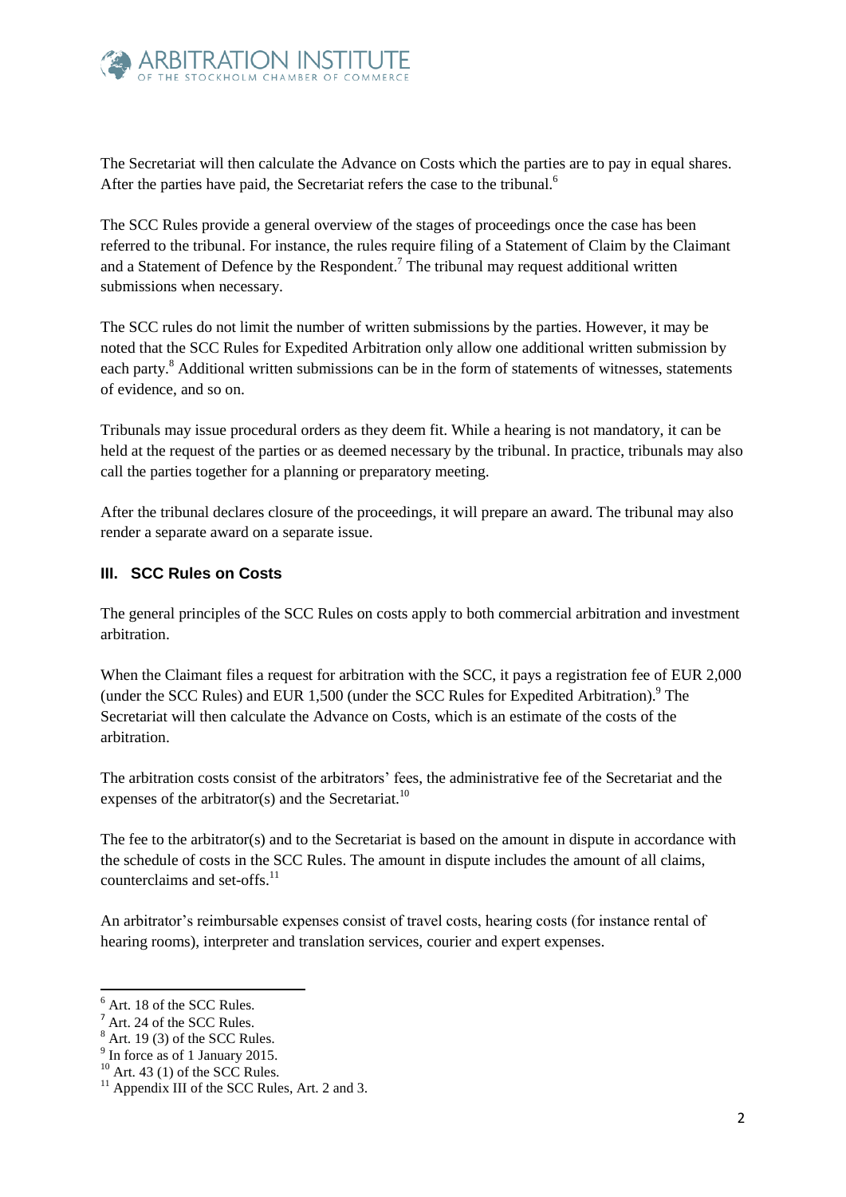The Secretariat will then calculate the Advance on Costs which the parties are to pay in equal shares. After the parties have paid, the Secretariat refers the case to the tribunal.[6]

The SCC Rules provide a general overview of the stages of proceedings once the case has been referred to the tribunal. For instance, the rules require filing of a Statement of Claim by the Claimant and a Statement of Defence by the Respondent.[7] The tribunal may request additional written submissions when necessary.

The SCC rules do not limit the number of written submissions by the parties. However, it may be noted that the SCC Rules for Expedited Arbitration only allow one additional written submission by each party.[8] Additional written submissions can be in the form of statements of witnesses, statements of evidence, and so on.

Tribunals may issue procedural orders as they deem fit. While a hearing is not mandatory, it can be held at the request of the parties or as deemed necessary by the tribunal. In practice, tribunals may also call the parties together for a planning or preparatory meeting.

After the tribunal declares closure of the proceedings, it will prepare an award. The tribunal may also render a separate award on a separate issue.

### III. SCC Rules on Costs

The general principles of the SCC Rules on costs apply to both commercial arbitration and investment arbitration.

When the Claimant files a request for arbitration with the SCC, it pays a registration fee of EUR 2,000 (under the SCC Rules) and EUR 1,500 (under the SCC Rules for Expedited Arbitration).[9] The Secretariat will then calculate the Advance on Costs, which is an estimate of the costs of the arbitration.

The arbitration costs consist of the arbitrators' fees, the administrative fee of the Secretariat and the expenses of the arbitrator(s) and the Secretariat.[10]

The fee to the arbitrator(s) and to the Secretariat is based on the amount in dispute in accordance with the schedule of costs in the SCC Rules. The amount in dispute includes the amount of all claims, counterclaims and set-offs.[11]

An arbitrator's reimbursable expenses consist of travel costs, hearing costs (for instance rental of hearing rooms), interpreter and translation services, courier and expert expenses.

---

[6] Art. 18 of the SCC Rules.
[7] Art. 24 of the SCC Rules.
[8] Art. 19 (3) of the SCC Rules.
[9] In force as of 1 January 2015.
[10] Art. 43 (1) of the SCC Rules.
[11] Appendix III of the SCC Rules, Art. 2 and 3.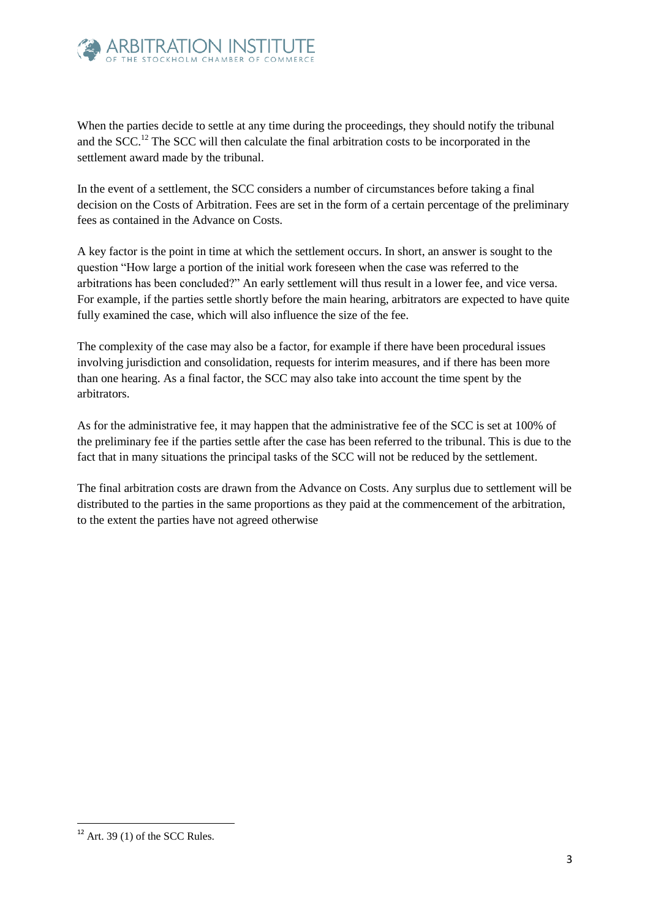When the parties decide to settle at any time during the proceedings, they should notify the tribunal and the SCC.[12] The SCC will then calculate the final arbitration costs to be incorporated in the settlement award made by the tribunal.

In the event of a settlement, the SCC considers a number of circumstances before taking a final decision on the Costs of Arbitration. Fees are set in the form of a certain percentage of the preliminary fees as contained in the Advance on Costs.

A key factor is the point in time at which the settlement occurs. In short, an answer is sought to the question "How large a portion of the initial work foreseen when the case was referred to the arbitrations has been concluded?" An early settlement will thus result in a lower fee, and vice versa. For example, if the parties settle shortly before the main hearing, arbitrators are expected to have quite fully examined the case, which will also influence the size of the fee.

The complexity of the case may also be a factor, for example if there have been procedural issues involving jurisdiction and consolidation, requests for interim measures, and if there has been more than one hearing. As a final factor, the SCC may also take into account the time spent by the arbitrators.

As for the administrative fee, it may happen that the administrative fee of the SCC is set at 100% of the preliminary fee if the parties settle after the case has been referred to the tribunal. This is due to the fact that in many situations the principal tasks of the SCC will not be reduced by the settlement.

The final arbitration costs are drawn from the Advance on Costs. Any surplus due to settlement will be distributed to the parties in the same proportions as they paid at the commencement of the arbitration, to the extent the parties have not agreed otherwise

---

[12] Art. 39 (1) of the SCC Rules.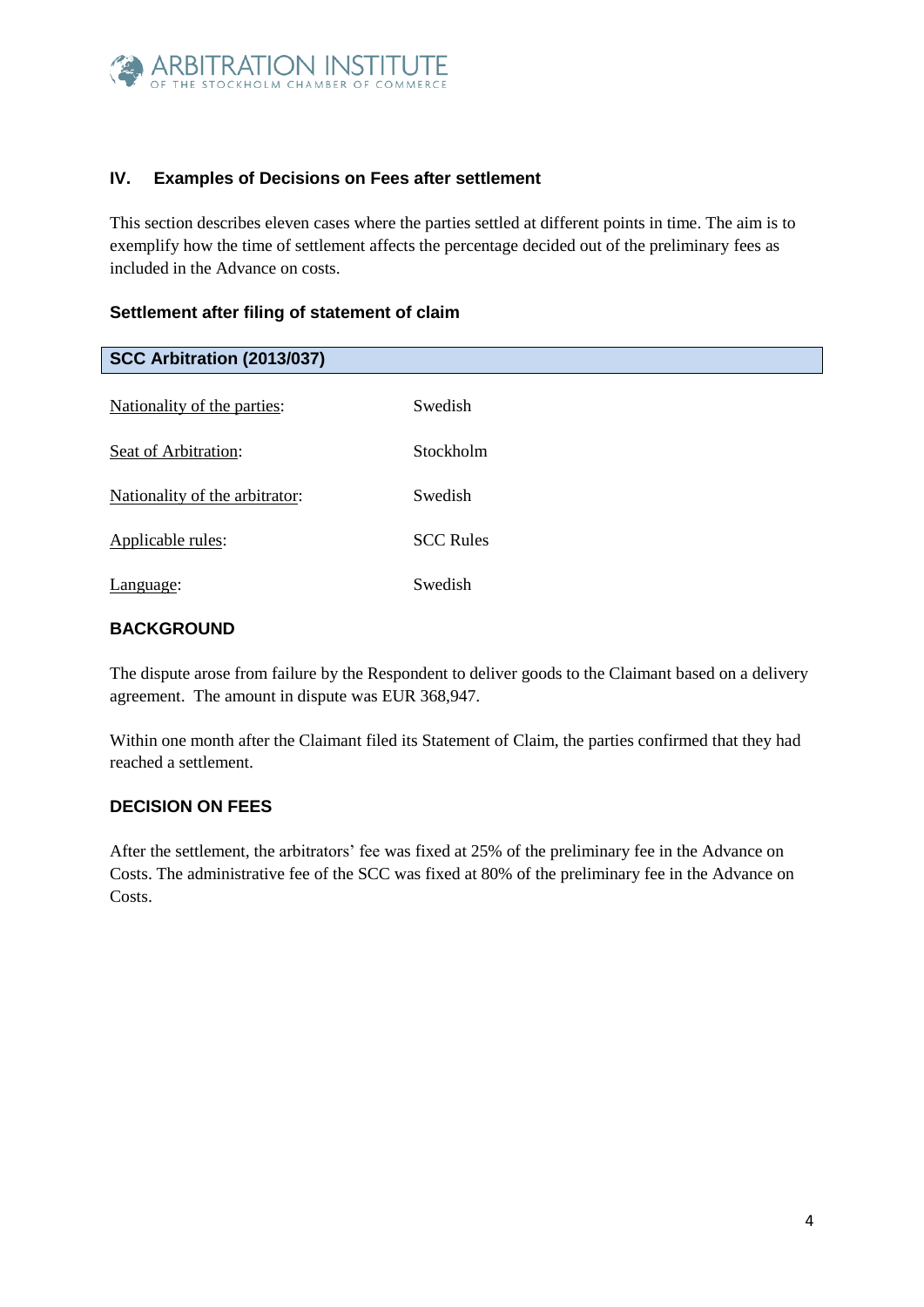## IV. Examples of Decisions on Fees after settlement

This section describes eleven cases where the parties settled at different points in time. The aim is to exemplify how the time of settlement affects the percentage decided out of the preliminary fees as included in the Advance on costs.

### Settlement after filing of statement of claim

| SCC Arbitration (2013/037) | |
|---|---|
| Nationality of the parties: | Swedish |
| Seat of Arbitration: | Stockholm |
| Nationality of the arbitrator: | Swedish |
| Applicable rules: | SCC Rules |
| Language: | Swedish |

#### BACKGROUND

The dispute arose from failure by the Respondent to deliver goods to the Claimant based on a delivery agreement. The amount in dispute was EUR 368,947.

Within one month after the Claimant filed its Statement of Claim, the parties confirmed that they had reached a settlement.

#### DECISION ON FEES

After the settlement, the arbitrators' fee was fixed at 25% of the preliminary fee in the Advance on Costs. The administrative fee of the SCC was fixed at 80% of the preliminary fee in the Advance on Costs.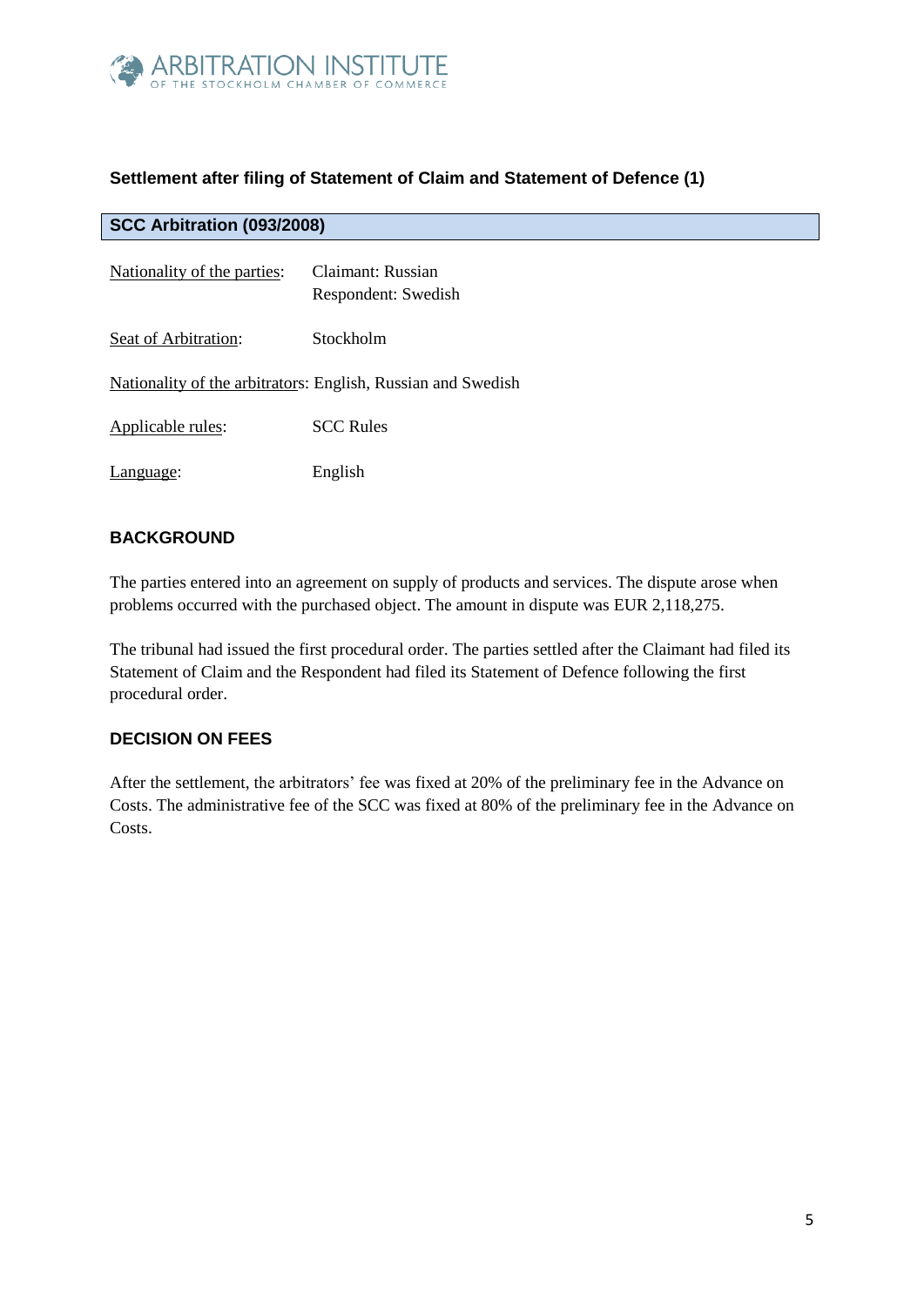## Settlement after filing of Statement of Claim and Statement of Defence (1)

### SCC Arbitration (093/2008)

Nationality of the parties: Claimant: Russian
Respondent: Swedish

Seat of Arbitration: Stockholm

Nationality of the arbitrators: English, Russian and Swedish

Applicable rules: SCC Rules

Language: English

### BACKGROUND

The parties entered into an agreement on supply of products and services. The dispute arose when problems occurred with the purchased object. The amount in dispute was EUR 2,118,275.

The tribunal had issued the first procedural order. The parties settled after the Claimant had filed its Statement of Claim and the Respondent had filed its Statement of Defence following the first procedural order.

### DECISION ON FEES

After the settlement, the arbitrators' fee was fixed at 20% of the preliminary fee in the Advance on Costs. The administrative fee of the SCC was fixed at 80% of the preliminary fee in the Advance on Costs.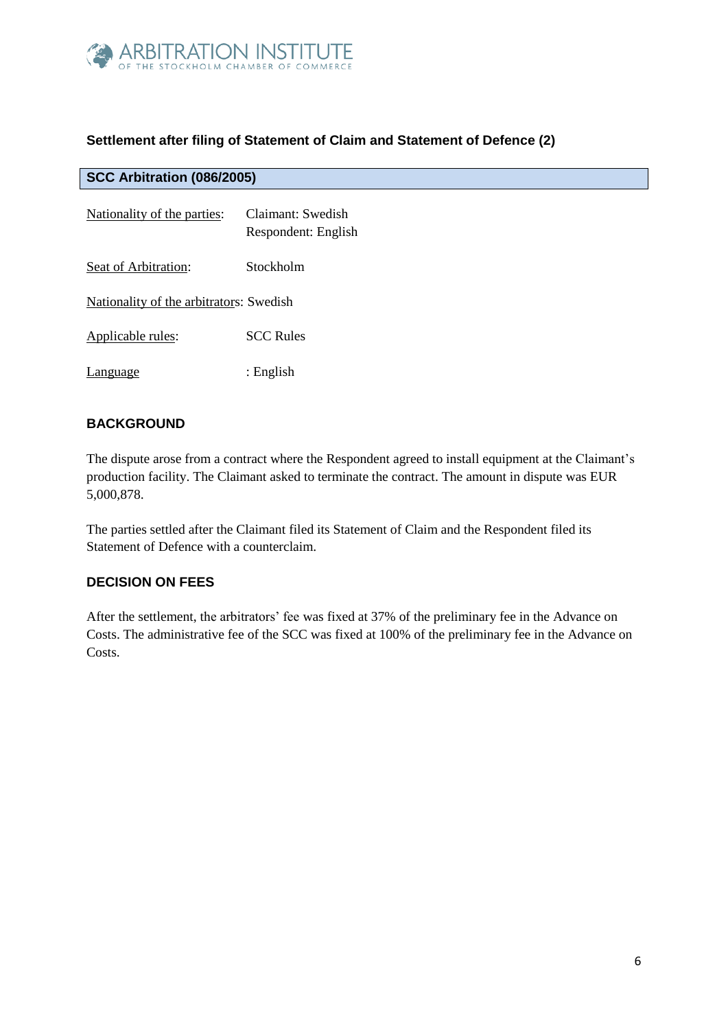### Settlement after filing of Statement of Claim and Statement of Defence (2)

| SCC Arbitration (086/2005) |
|---|

Nationality of the parties: Claimant: Swedish
Respondent: English

Seat of Arbitration: Stockholm

Nationality of the arbitrators: Swedish

Applicable rules: SCC Rules

Language : English

### BACKGROUND

The dispute arose from a contract where the Respondent agreed to install equipment at the Claimant's production facility. The Claimant asked to terminate the contract. The amount in dispute was EUR 5,000,878.

The parties settled after the Claimant filed its Statement of Claim and the Respondent filed its Statement of Defence with a counterclaim.

### DECISION ON FEES

After the settlement, the arbitrators' fee was fixed at 37% of the preliminary fee in the Advance on Costs. The administrative fee of the SCC was fixed at 100% of the preliminary fee in the Advance on Costs.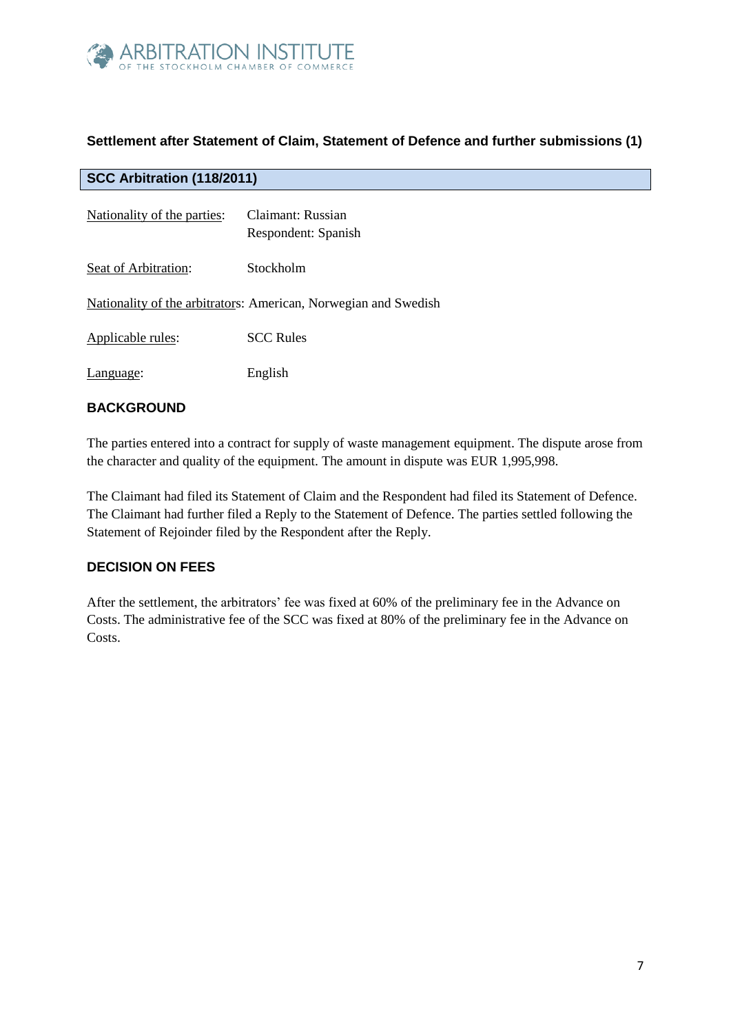### Settlement after Statement of Claim, Statement of Defence and further submissions (1)

### SCC Arbitration (118/2011)

Nationality of the parties: Claimant: Russian
Respondent: Spanish

Seat of Arbitration: Stockholm

Nationality of the arbitrators: American, Norwegian and Swedish

Applicable rules: SCC Rules

Language: English

### BACKGROUND

The parties entered into a contract for supply of waste management equipment. The dispute arose from the character and quality of the equipment. The amount in dispute was EUR 1,995,998.

The Claimant had filed its Statement of Claim and the Respondent had filed its Statement of Defence. The Claimant had further filed a Reply to the Statement of Defence. The parties settled following the Statement of Rejoinder filed by the Respondent after the Reply.

### DECISION ON FEES

After the settlement, the arbitrators' fee was fixed at 60% of the preliminary fee in the Advance on Costs. The administrative fee of the SCC was fixed at 80% of the preliminary fee in the Advance on Costs.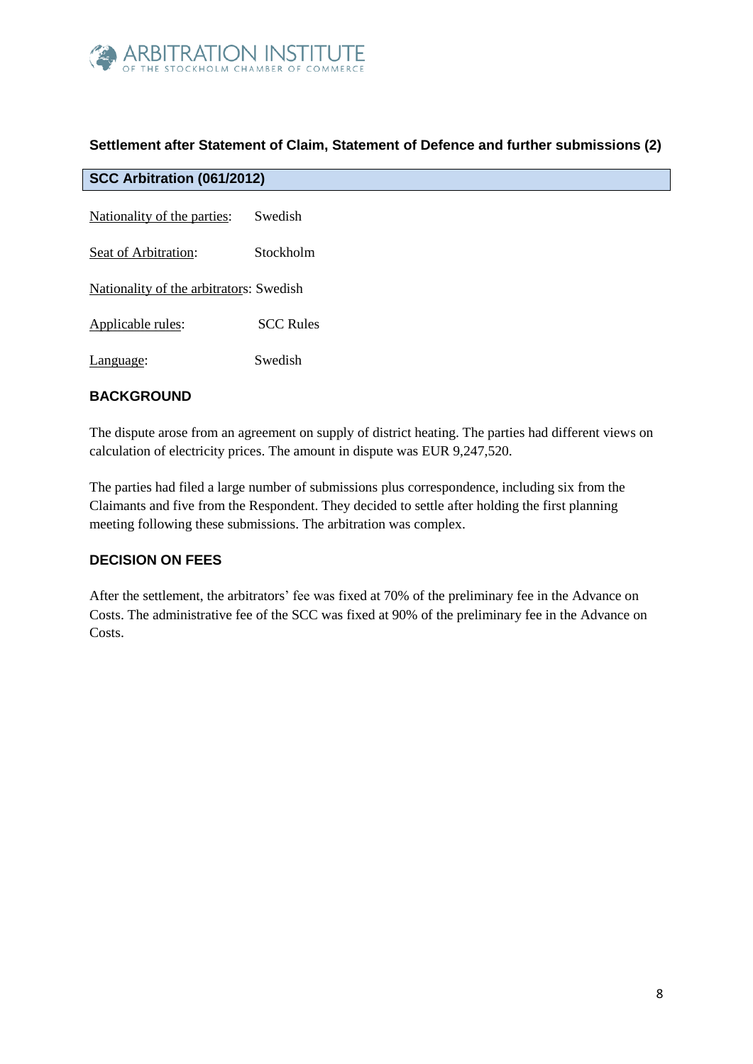### Settlement after Statement of Claim, Statement of Defence and further submissions (2)

**SCC Arbitration (061/2012)**

Nationality of the parties: Swedish

Seat of Arbitration: Stockholm

Nationality of the arbitrators: Swedish

Applicable rules: SCC Rules

Language: Swedish

**BACKGROUND**

The dispute arose from an agreement on supply of district heating. The parties had different views on calculation of electricity prices. The amount in dispute was EUR 9,247,520.

The parties had filed a large number of submissions plus correspondence, including six from the Claimants and five from the Respondent. They decided to settle after holding the first planning meeting following these submissions. The arbitration was complex.

**DECISION ON FEES**

After the settlement, the arbitrators' fee was fixed at 70% of the preliminary fee in the Advance on Costs. The administrative fee of the SCC was fixed at 90% of the preliminary fee in the Advance on Costs.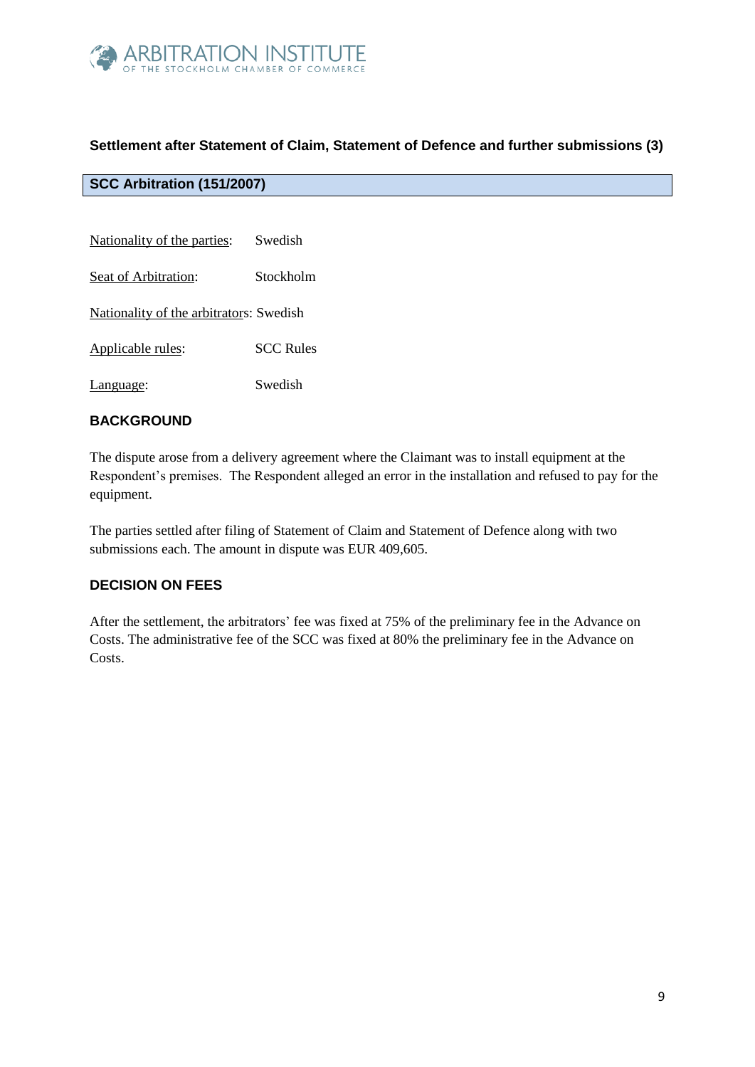### Settlement after Statement of Claim, Statement of Defence and further submissions (3)

## SCC Arbitration (151/2007)

Nationality of the parties: Swedish

Seat of Arbitration: Stockholm

Nationality of the arbitrators: Swedish

Applicable rules: SCC Rules

Language: Swedish

### BACKGROUND

The dispute arose from a delivery agreement where the Claimant was to install equipment at the Respondent's premises. The Respondent alleged an error in the installation and refused to pay for the equipment.

The parties settled after filing of Statement of Claim and Statement of Defence along with two submissions each. The amount in dispute was EUR 409,605.

### DECISION ON FEES

After the settlement, the arbitrators' fee was fixed at 75% of the preliminary fee in the Advance on Costs. The administrative fee of the SCC was fixed at 80% the preliminary fee in the Advance on Costs.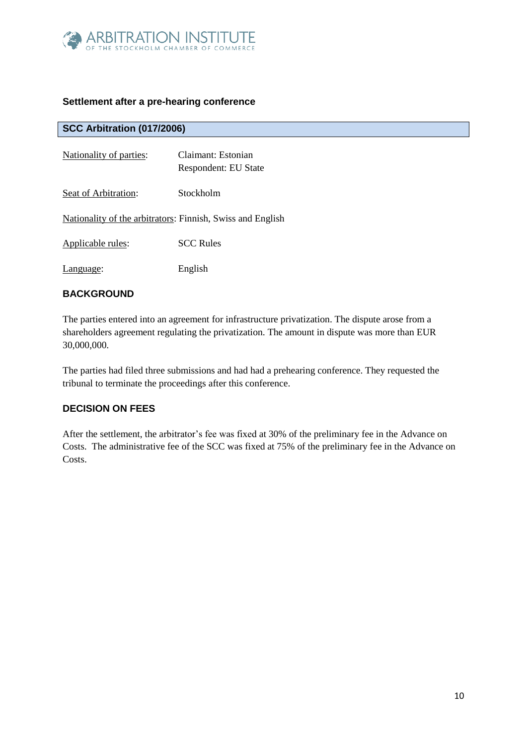### Settlement after a pre-hearing conference

## SCC Arbitration (017/2006)

| | |
|---|---|
| Nationality of parties: | Claimant: Estonian<br>Respondent: EU State |
| Seat of Arbitration: | Stockholm |
| Nationality of the arbitrators: | Finnish, Swiss and English |
| Applicable rules: | SCC Rules |
| Language: | English |

### BACKGROUND

The parties entered into an agreement for infrastructure privatization. The dispute arose from a shareholders agreement regulating the privatization. The amount in dispute was more than EUR 30,000,000.

The parties had filed three submissions and had had a prehearing conference. They requested the tribunal to terminate the proceedings after this conference.

### DECISION ON FEES

After the settlement, the arbitrator's fee was fixed at 30% of the preliminary fee in the Advance on Costs. The administrative fee of the SCC was fixed at 75% of the preliminary fee in the Advance on Costs.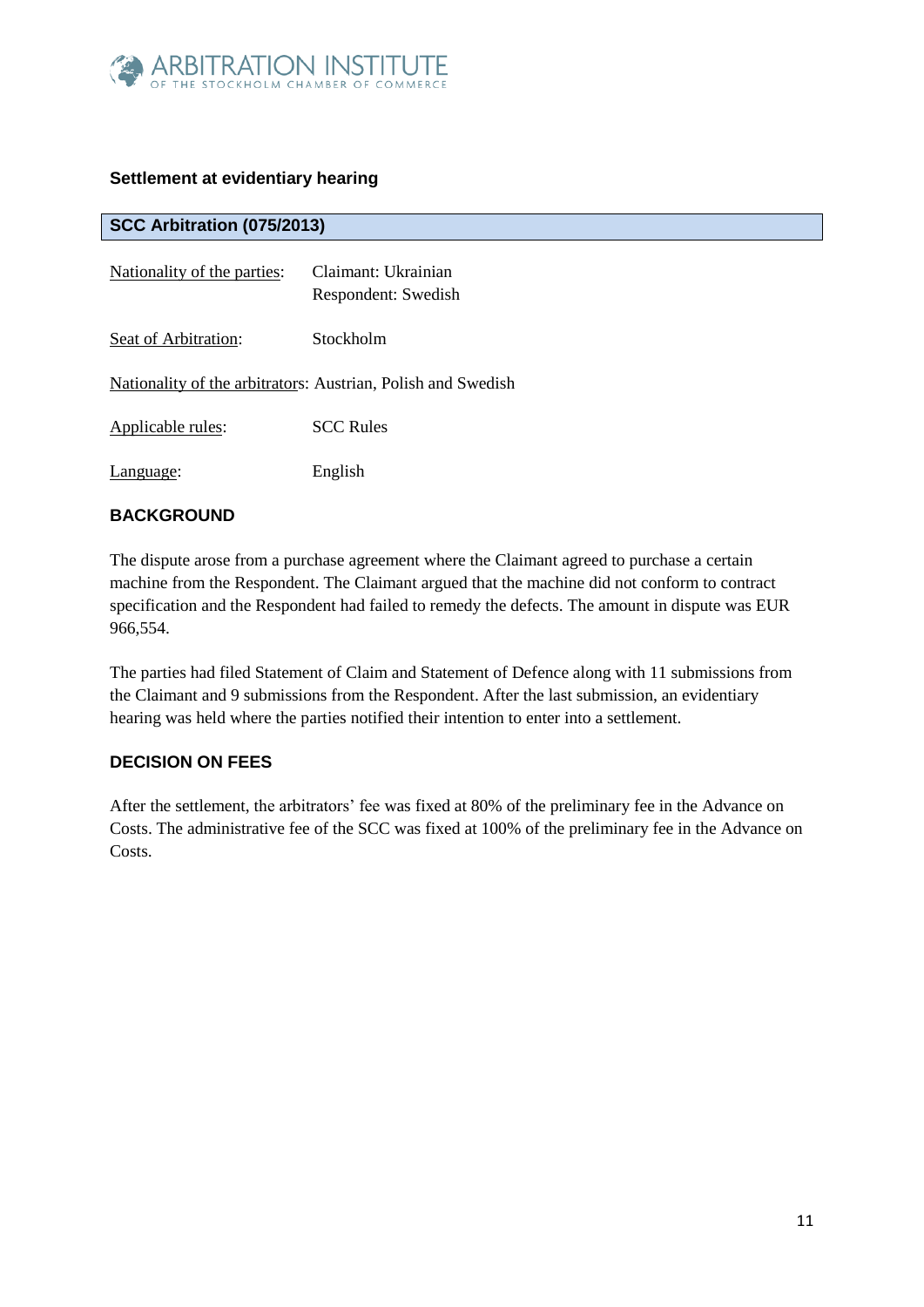### Settlement at evidentiary hearing

| SCC Arbitration (075/2013) |
|---|

Nationality of the parties: Claimant: Ukrainian
Respondent: Swedish

Seat of Arbitration: Stockholm

Nationality of the arbitrators: Austrian, Polish and Swedish

Applicable rules: SCC Rules

Language: English

#### BACKGROUND

The dispute arose from a purchase agreement where the Claimant agreed to purchase a certain machine from the Respondent. The Claimant argued that the machine did not conform to contract specification and the Respondent had failed to remedy the defects. The amount in dispute was EUR 966,554.

The parties had filed Statement of Claim and Statement of Defence along with 11 submissions from the Claimant and 9 submissions from the Respondent. After the last submission, an evidentiary hearing was held where the parties notified their intention to enter into a settlement.

#### DECISION ON FEES

After the settlement, the arbitrators' fee was fixed at 80% of the preliminary fee in the Advance on Costs. The administrative fee of the SCC was fixed at 100% of the preliminary fee in the Advance on Costs.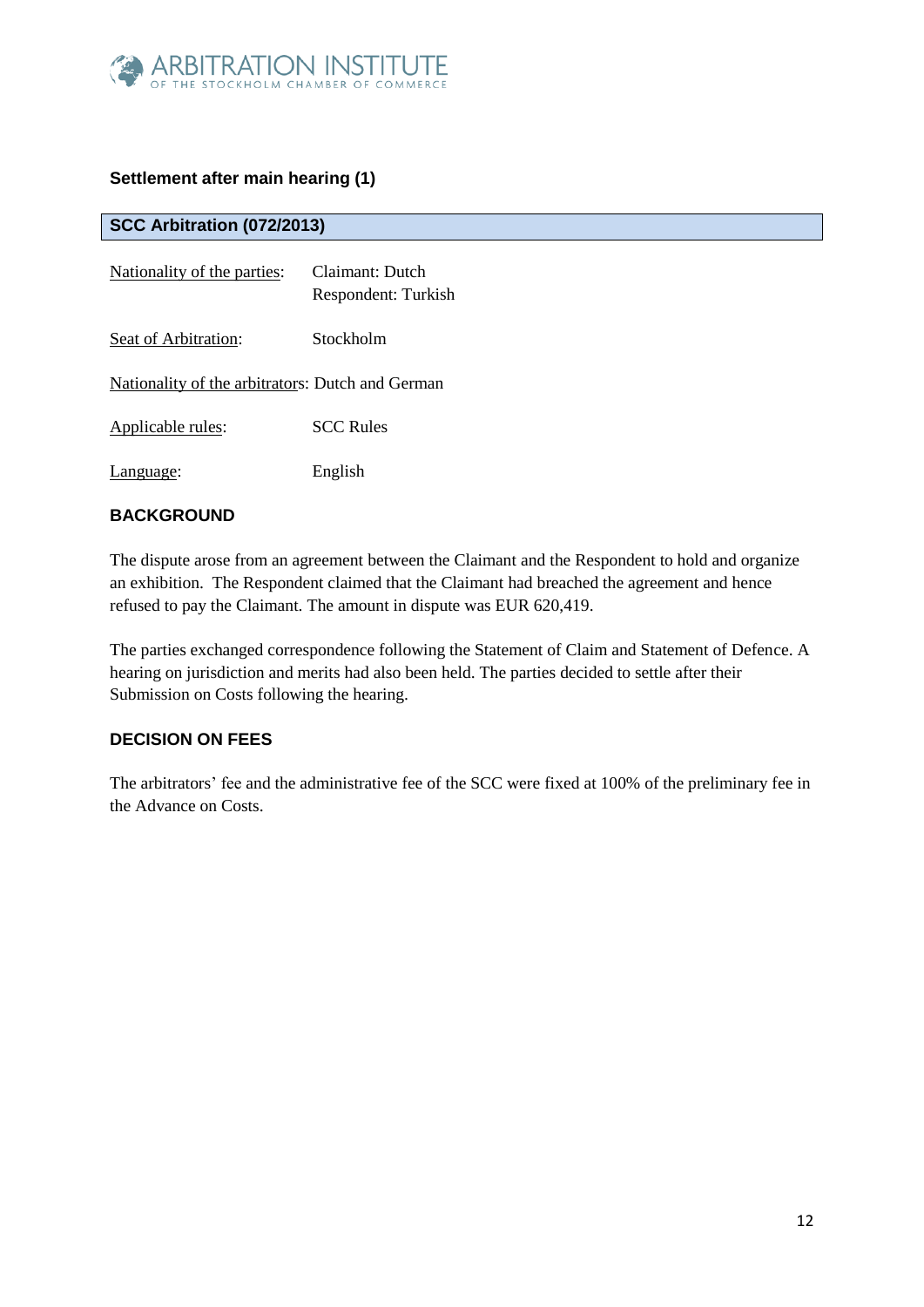### Settlement after main hearing (1)

### SCC Arbitration (072/2013)

Nationality of the parties: Claimant: Dutch
Respondent: Turkish

Seat of Arbitration: Stockholm

Nationality of the arbitrators: Dutch and German

Applicable rules: SCC Rules

Language: English

### BACKGROUND

The dispute arose from an agreement between the Claimant and the Respondent to hold and organize an exhibition. The Respondent claimed that the Claimant had breached the agreement and hence refused to pay the Claimant. The amount in dispute was EUR 620,419.

The parties exchanged correspondence following the Statement of Claim and Statement of Defence. A hearing on jurisdiction and merits had also been held. The parties decided to settle after their Submission on Costs following the hearing.

### DECISION ON FEES

The arbitrators' fee and the administrative fee of the SCC were fixed at 100% of the preliminary fee in the Advance on Costs.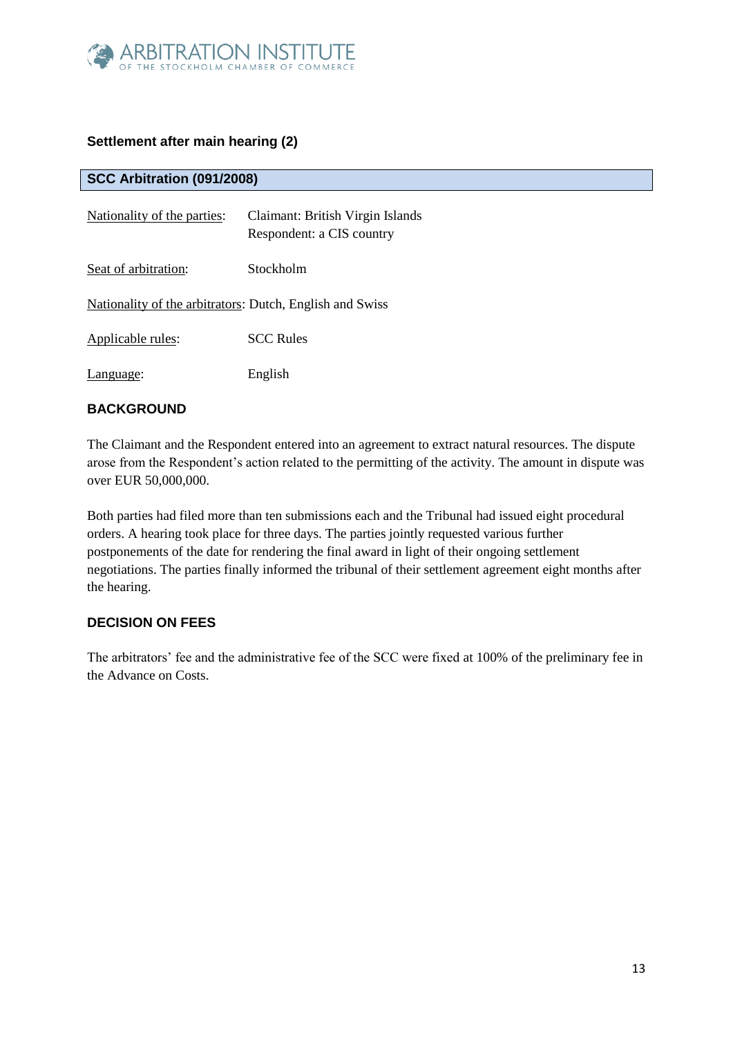### Settlement after main hearing (2)

## SCC Arbitration (091/2008)

Nationality of the parties: Claimant: British Virgin Islands
Respondent: a CIS country

Seat of arbitration: Stockholm

Nationality of the arbitrators: Dutch, English and Swiss

Applicable rules: SCC Rules

Language: English

### BACKGROUND

The Claimant and the Respondent entered into an agreement to extract natural resources. The dispute arose from the Respondent's action related to the permitting of the activity. The amount in dispute was over EUR 50,000,000.

Both parties had filed more than ten submissions each and the Tribunal had issued eight procedural orders. A hearing took place for three days. The parties jointly requested various further postponements of the date for rendering the final award in light of their ongoing settlement negotiations. The parties finally informed the tribunal of their settlement agreement eight months after the hearing.

### DECISION ON FEES

The arbitrators' fee and the administrative fee of the SCC were fixed at 100% of the preliminary fee in the Advance on Costs.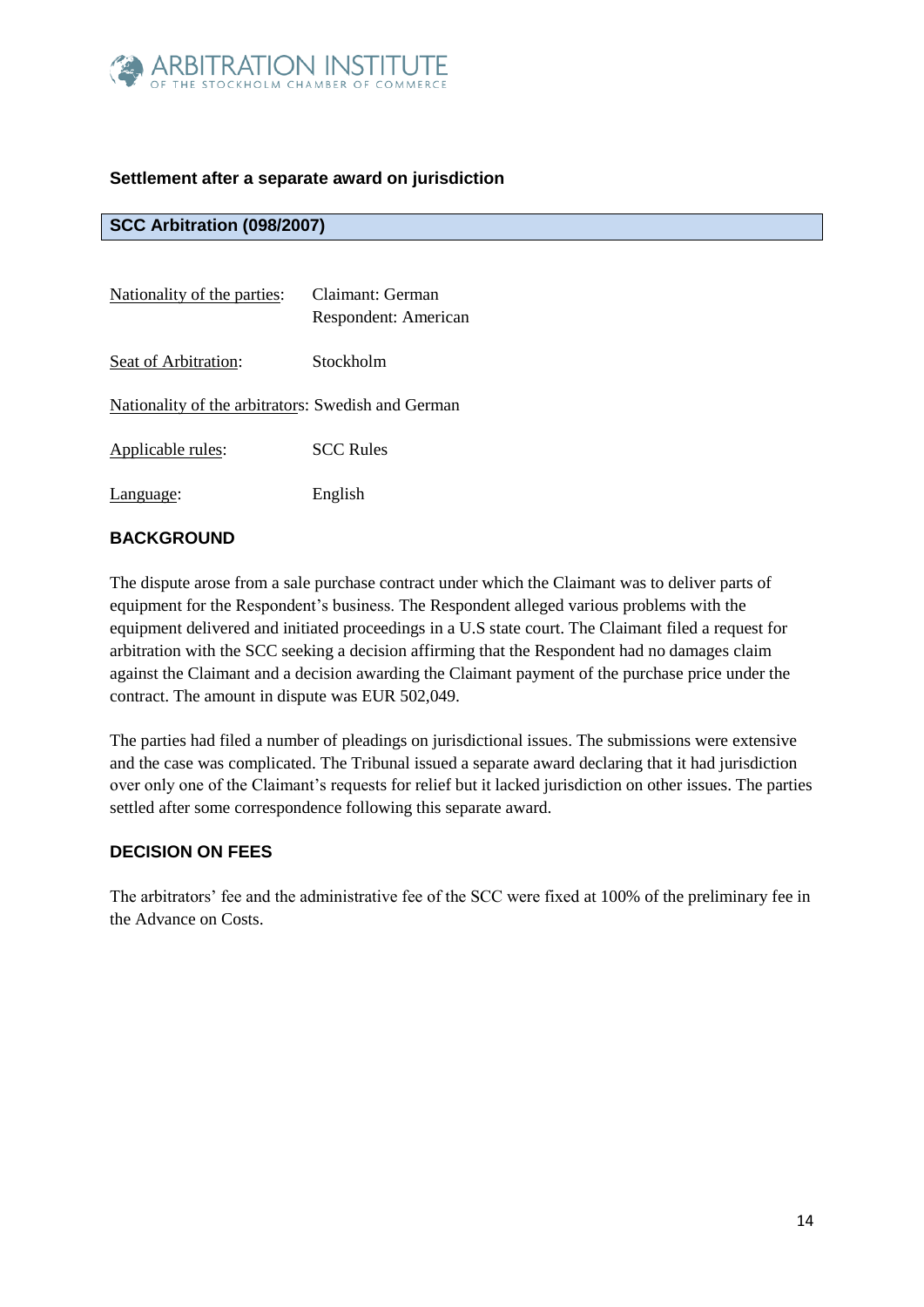**Settlement after a separate award on jurisdiction**

**SCC Arbitration (098/2007)**

| | |
|---|---|
| Nationality of the parties: | Claimant: German<br>Respondent: American |
| Seat of Arbitration: | Stockholm |
| Nationality of the arbitrators: | Swedish and German |
| Applicable rules: | SCC Rules |
| Language: | English |

**BACKGROUND**

The dispute arose from a sale purchase contract under which the Claimant was to deliver parts of equipment for the Respondent's business. The Respondent alleged various problems with the equipment delivered and initiated proceedings in a U.S state court. The Claimant filed a request for arbitration with the SCC seeking a decision affirming that the Respondent had no damages claim against the Claimant and a decision awarding the Claimant payment of the purchase price under the contract. The amount in dispute was EUR 502,049.

The parties had filed a number of pleadings on jurisdictional issues. The submissions were extensive and the case was complicated. The Tribunal issued a separate award declaring that it had jurisdiction over only one of the Claimant's requests for relief but it lacked jurisdiction on other issues. The parties settled after some correspondence following this separate award.

**DECISION ON FEES**

The arbitrators' fee and the administrative fee of the SCC were fixed at 100% of the preliminary fee in the Advance on Costs.